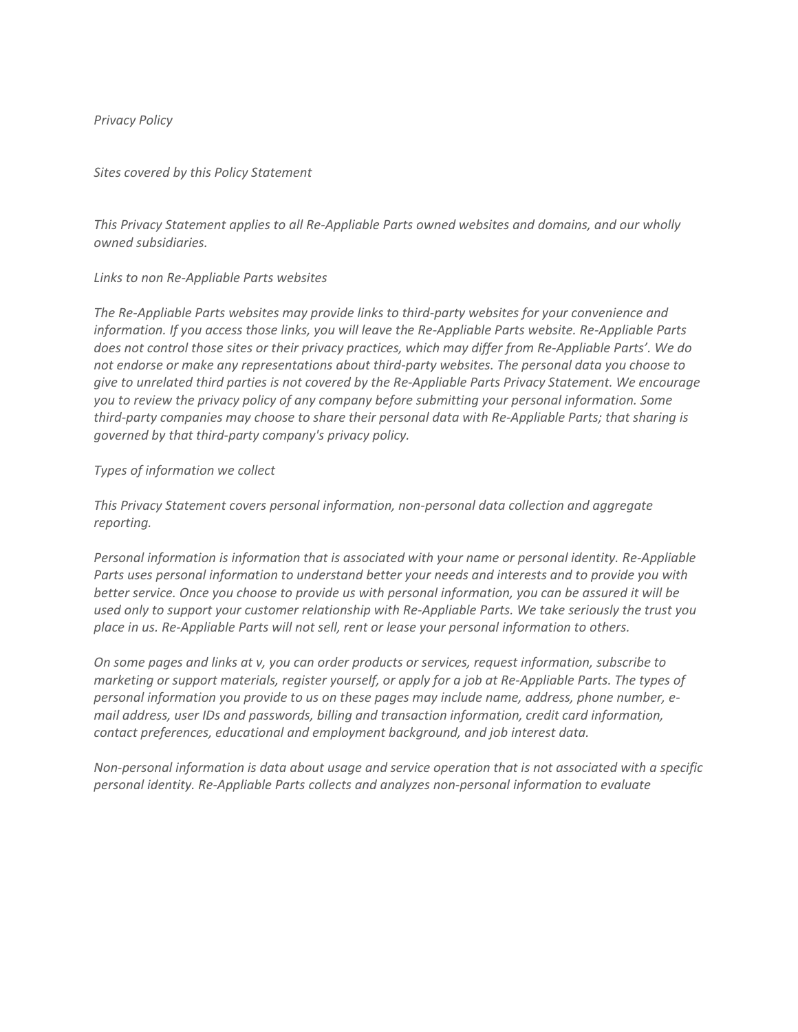*Privacy Policy*

*Sites covered by this Policy Statement*

*This Privacy Statement applies to all Re-Appliable Parts owned websites and domains, and our wholly owned subsidiaries.*

*Links to non Re-Appliable Parts websites*

*The Re-Appliable Parts websites may provide links to third-party websites for your convenience and information. If you access those links, you will leave the Re-Appliable Parts website. Re-Appliable Parts does not control those sites or their privacy practices, which may differ from Re-Appliable Parts'. We do not endorse or make any representations about third-party websites. The personal data you choose to give to unrelated third parties is not covered by the Re-Appliable Parts Privacy Statement. We encourage you to review the privacy policy of any company before submitting your personal information. Some third-party companies may choose to share their personal data with Re-Appliable Parts; that sharing is governed by that third-party company's privacy policy.*

*Types of information we collect*

*This Privacy Statement covers personal information, non-personal data collection and aggregate reporting.*

*Personal information is information that is associated with your name or personal identity. Re-Appliable Parts uses personal information to understand better your needs and interests and to provide you with better service. Once you choose to provide us with personal information, you can be assured it will be used only to support your customer relationship with Re-Appliable Parts. We take seriously the trust you place in us. Re-Appliable Parts will not sell, rent or lease your personal information to others.*

*On some pages and links at v, you can order products or services, request information, subscribe to marketing or support materials, register yourself, or apply for a job at Re-Appliable Parts. The types of personal information you provide to us on these pages may include name, address, phone number, e-mail address, user IDs and passwords, billing and transaction information, credit card information, contact preferences, educational and employment background, and job interest data.*

*Non-personal information is data about usage and service operation that is not associated with a specific personal identity. Re-Appliable Parts collects and analyzes non-personal information to evaluate*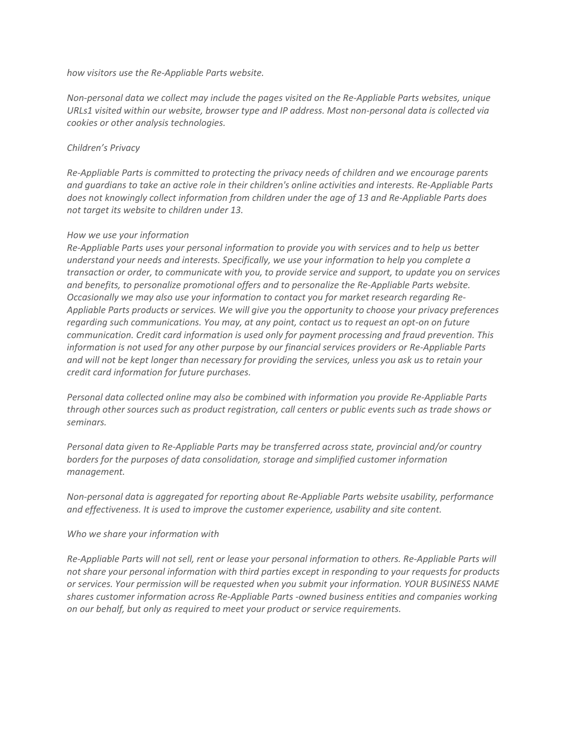*how visitors use the Re-Appliable Parts website.*

*Non-personal data we collect may include the pages visited on the Re-Appliable Parts websites, unique URLs1 visited within our website, browser type and IP address. Most non-personal data is collected via cookies or other analysis technologies.*

*Children's Privacy*

*Re-Appliable Parts is committed to protecting the privacy needs of children and we encourage parents and guardians to take an active role in their children's online activities and interests. Re-Appliable Parts does not knowingly collect information from children under the age of 13 and Re-Appliable Parts does not target its website to children under 13.*

*How we use your information*
*Re-Appliable Parts uses your personal information to provide you with services and to help us better understand your needs and interests. Specifically, we use your information to help you complete a transaction or order, to communicate with you, to provide service and support, to update you on services and benefits, to personalize promotional offers and to personalize the Re-Appliable Parts website. Occasionally we may also use your information to contact you for market research regarding Re-Appliable Parts products or services. We will give you the opportunity to choose your privacy preferences regarding such communications. You may, at any point, contact us to request an opt-on on future communication. Credit card information is used only for payment processing and fraud prevention. This information is not used for any other purpose by our financial services providers or Re-Appliable Parts and will not be kept longer than necessary for providing the services, unless you ask us to retain your credit card information for future purchases.*

*Personal data collected online may also be combined with information you provide Re-Appliable Parts through other sources such as product registration, call centers or public events such as trade shows or seminars.*

*Personal data given to Re-Appliable Parts may be transferred across state, provincial and/or country borders for the purposes of data consolidation, storage and simplified customer information management.*

*Non-personal data is aggregated for reporting about Re-Appliable Parts website usability, performance and effectiveness. It is used to improve the customer experience, usability and site content.*

*Who we share your information with*

*Re-Appliable Parts will not sell, rent or lease your personal information to others. Re-Appliable Parts will not share your personal information with third parties except in responding to your requests for products or services. Your permission will be requested when you submit your information. YOUR BUSINESS NAME shares customer information across Re-Appliable Parts -owned business entities and companies working on our behalf, but only as required to meet your product or service requirements.*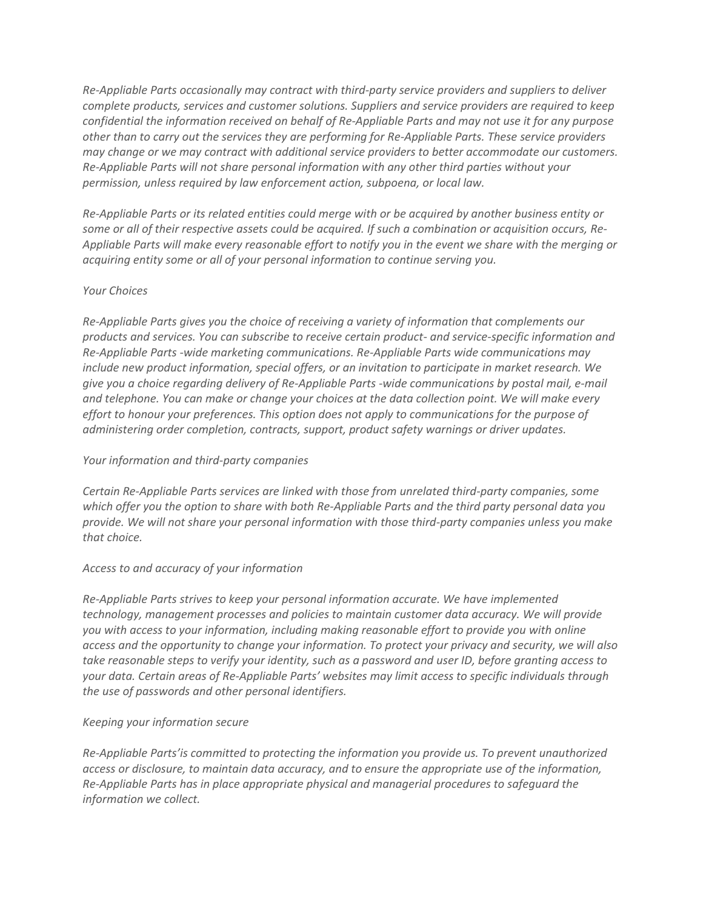*Re-Appliable Parts occasionally may contract with third-party service providers and suppliers to deliver complete products, services and customer solutions. Suppliers and service providers are required to keep confidential the information received on behalf of Re-Appliable Parts and may not use it for any purpose other than to carry out the services they are performing for Re-Appliable Parts. These service providers may change or we may contract with additional service providers to better accommodate our customers. Re-Appliable Parts will not share personal information with any other third parties without your permission, unless required by law enforcement action, subpoena, or local law.*

*Re-Appliable Parts or its related entities could merge with or be acquired by another business entity or some or all of their respective assets could be acquired. If such a combination or acquisition occurs, Re-Appliable Parts will make every reasonable effort to notify you in the event we share with the merging or acquiring entity some or all of your personal information to continue serving you.*

*Your Choices*

*Re-Appliable Parts gives you the choice of receiving a variety of information that complements our products and services. You can subscribe to receive certain product- and service-specific information and Re-Appliable Parts -wide marketing communications. Re-Appliable Parts wide communications may include new product information, special offers, or an invitation to participate in market research. We give you a choice regarding delivery of Re-Appliable Parts -wide communications by postal mail, e-mail and telephone. You can make or change your choices at the data collection point. We will make every effort to honour your preferences. This option does not apply to communications for the purpose of administering order completion, contracts, support, product safety warnings or driver updates.*

*Your information and third-party companies*

*Certain Re-Appliable Parts services are linked with those from unrelated third-party companies, some which offer you the option to share with both Re-Appliable Parts and the third party personal data you provide. We will not share your personal information with those third-party companies unless you make that choice.*

*Access to and accuracy of your information*

*Re-Appliable Parts strives to keep your personal information accurate. We have implemented technology, management processes and policies to maintain customer data accuracy. We will provide you with access to your information, including making reasonable effort to provide you with online access and the opportunity to change your information. To protect your privacy and security, we will also take reasonable steps to verify your identity, such as a password and user ID, before granting access to your data. Certain areas of Re-Appliable Parts' websites may limit access to specific individuals through the use of passwords and other personal identifiers.*

*Keeping your information secure*

*Re-Appliable Parts'is committed to protecting the information you provide us. To prevent unauthorized access or disclosure, to maintain data accuracy, and to ensure the appropriate use of the information, Re-Appliable Parts has in place appropriate physical and managerial procedures to safeguard the information we collect.*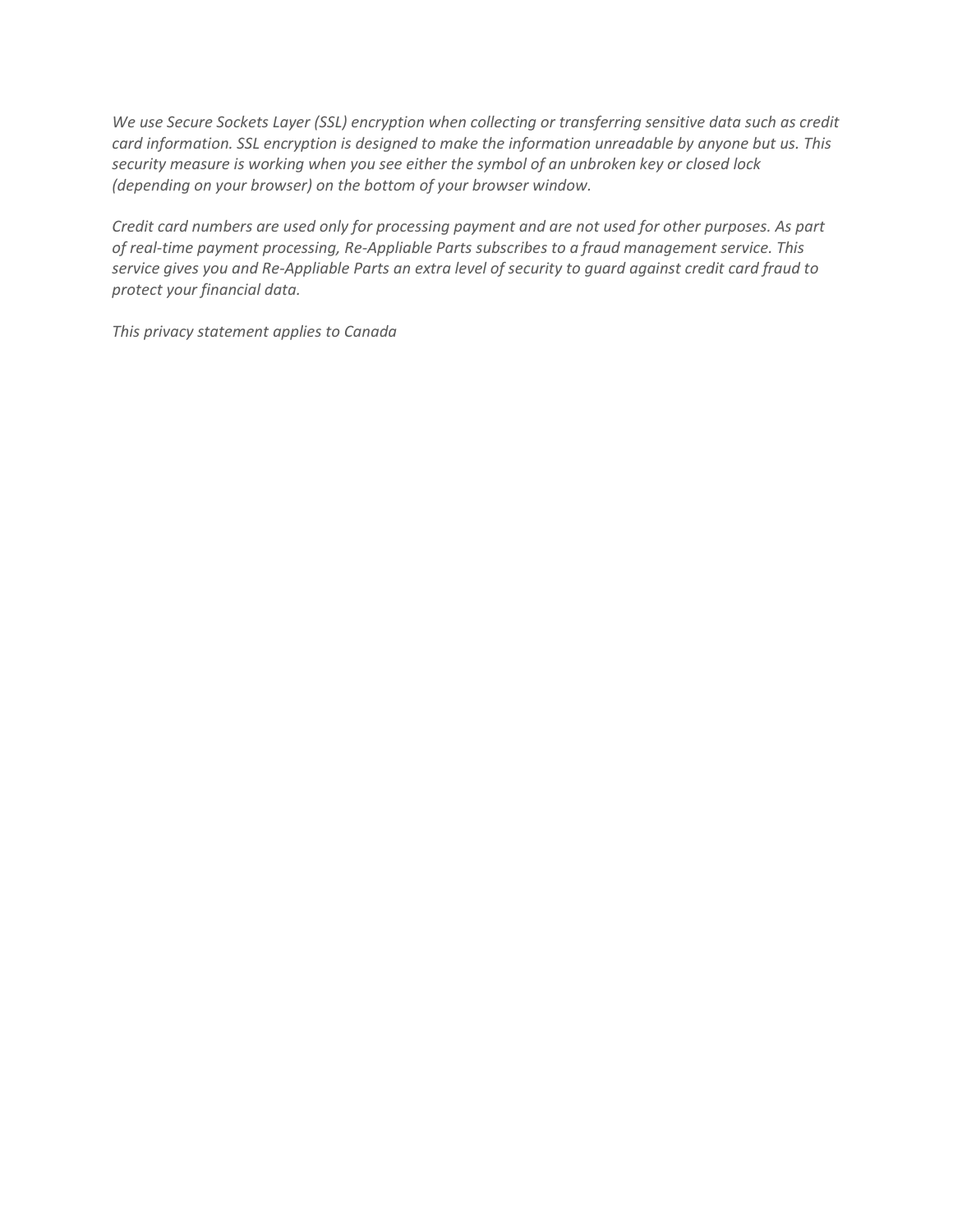*We use Secure Sockets Layer (SSL) encryption when collecting or transferring sensitive data such as credit card information. SSL encryption is designed to make the information unreadable by anyone but us. This security measure is working when you see either the symbol of an unbroken key or closed lock (depending on your browser) on the bottom of your browser window.*

*Credit card numbers are used only for processing payment and are not used for other purposes. As part of real-time payment processing, Re-Appliable Parts subscribes to a fraud management service. This service gives you and Re-Appliable Parts an extra level of security to guard against credit card fraud to protect your financial data.*

*This privacy statement applies to Canada*